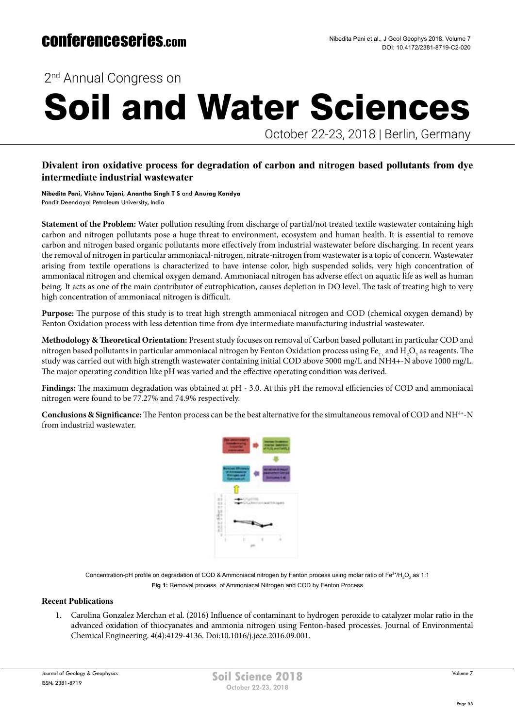# 2nd Annual Congress on

# Soil and Water Sciences

October 22-23, 2018 | Berlin, Germany

## Divalent iron oxidative process for degradation of carbon and nitrogen based pollutants from dye intermediate industrial wastewater

**Nibedita Pani, Vishnu Tejani, Anantha Singh T S** and **Anurag Kandya**
Pandit Deendayal Petroleum University, India

**Statement of the Problem:** Water pollution resulting from discharge of partial/not treated textile wastewater containing high carbon and nitrogen pollutants pose a huge threat to environment, ecosystem and human health. It is essential to remove carbon and nitrogen based organic pollutants more effectively from industrial wastewater before discharging. In recent years the removal of nitrogen in particular ammoniacal-nitrogen, nitrate-nitrogen from wastewater is a topic of concern. Wastewater arising from textile operations is characterized to have intense color, high suspended solids, very high concentration of ammoniacal nitrogen and chemical oxygen demand. Ammoniacal nitrogen has adverse effect on aquatic life as well as human being. It acts as one of the main contributor of eutrophication, causes depletion in DO level. The task of treating high to very high concentration of ammoniacal nitrogen is difficult.

**Purpose:** The purpose of this study is to treat high strength ammoniacal nitrogen and COD (chemical oxygen demand) by Fenton Oxidation process with less detention time from dye intermediate manufacturing industrial wastewater.

**Methodology & Theoretical Orientation:** Present study focuses on removal of Carbon based pollutant in particular COD and nitrogen based pollutants in particular ammoniacal nitrogen by Fenton Oxidation process using $Fe_{2+}$ and $H_2O_2$ as reagents. The study was carried out with high strength wastewater containing initial COD above 5000 mg/L and NH4+-N above 1000 mg/L. The major operating condition like pH was varied and the effective operating condition was derived.

**Findings:** The maximum degradation was obtained at pH - 3.0. At this pH the removal efficiencies of COD and ammoniacal nitrogen were found to be 77.27% and 74.9% respectively.

**Conclusions & Significance:** The Fenton process can be the best alternative for the simultaneous removal of COD and $NH^{4+}$-N from industrial wastewater.

Concentration-pH profile on degradation of COD & Ammoniacal nitrogen by Fenton process using molar ratio of $Fe^{2+}/H_2O_2$ as 1:1

**Fig 1:** Removal process of Ammoniacal Nitrogen and COD by Fenton Process

### Recent Publications

1. Carolina Gonzalez Merchan et al. (2016) Influence of contaminant to hydrogen peroxide to catalyzer molar ratio in the advanced oxidation of thiocyanates and ammonia nitrogen using Fenton-based processes. Journal of Environmental Chemical Engineering. 4(4):4129-4136. Doi:10.1016/j.jece.2016.09.001.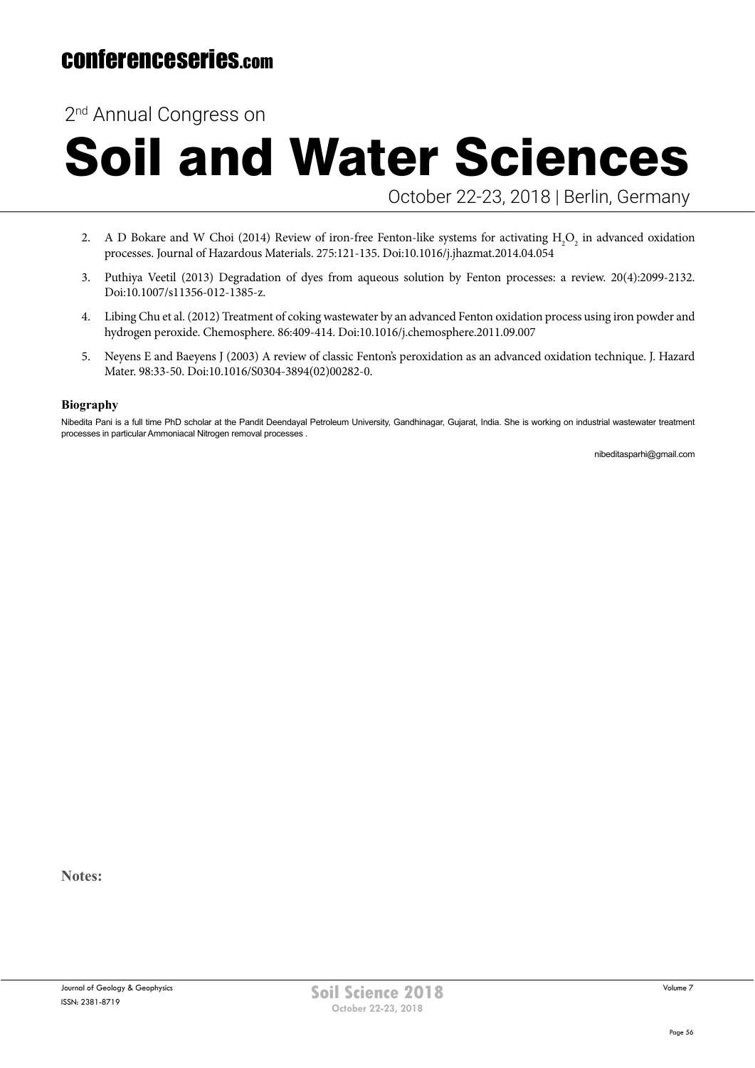2. A D Bokare and W Choi (2014) Review of iron-free Fenton-like systems for activating $H_2O_2$ in advanced oxidation processes. Journal of Hazardous Materials. 275:121-135. Doi:10.1016/j.jhazmat.2014.04.054
3. Puthiya Veetil (2013) Degradation of dyes from aqueous solution by Fenton processes: a review. 20(4):2099-2132. Doi:10.1007/s11356-012-1385-z.
4. Libing Chu et al. (2012) Treatment of coking wastewater by an advanced Fenton oxidation process using iron powder and hydrogen peroxide. Chemosphere. 86:409-414. Doi:10.1016/j.chemosphere.2011.09.007
5. Neyens E and Baeyens J (2003) A review of classic Fenton's peroxidation as an advanced oxidation technique. J. Hazard Mater. 98:33-50. Doi:10.1016/S0304-3894(02)00282-0.

## Biography

Nibedita Pani is a full time PhD scholar at the Pandit Deendayal Petroleum University, Gandhinagar, Gujarat, India. She is working on industrial wastewater treatment processes in particular Ammoniacal Nitrogen removal processes .

nibeditasparhi@gmail.com

**Notes:**